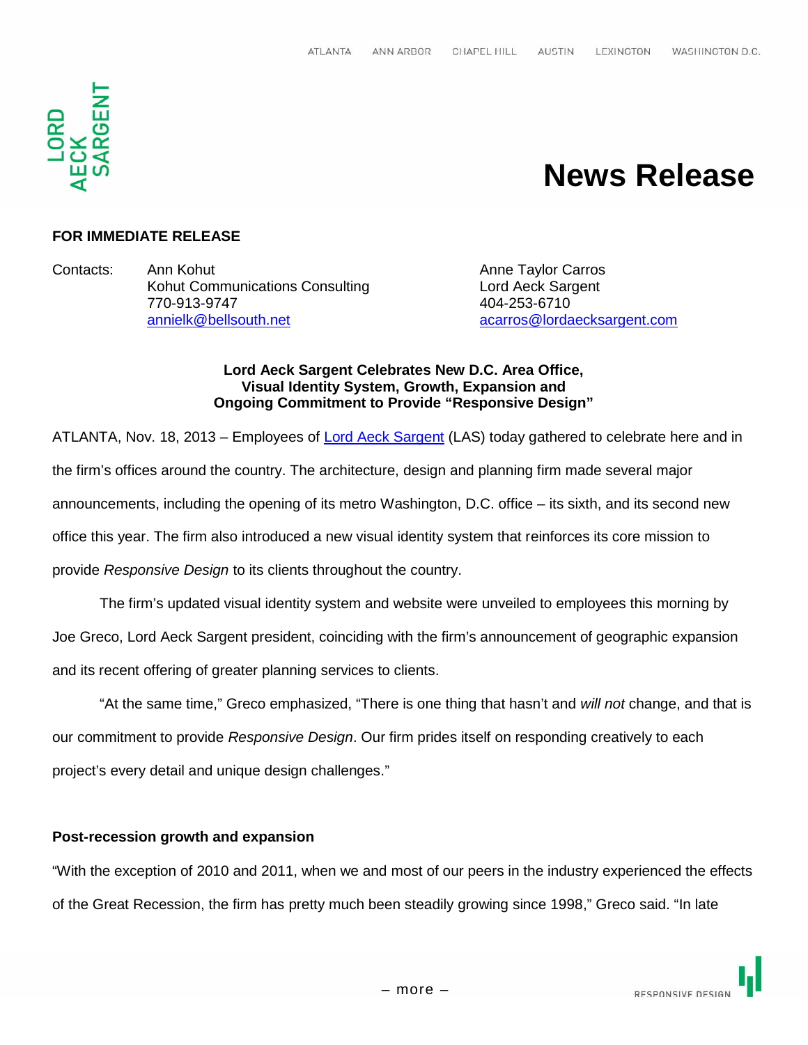# News Release

**FOR IMMEDIATE RELEASE**

Contacts:

Ann Kohut
Kohut Communications Consulting
770-913-9747
[annielk@bellsouth.net](mailto:annielk@bellsouth.net)

Anne Taylor Carros
Lord Aeck Sargent
404-253-6710
[acarros@lordaecksargent.com](mailto:acarros@lordaecksargent.com)

**Lord Aeck Sargent Celebrates New D.C. Area Office, Visual Identity System, Growth, Expansion and Ongoing Commitment to Provide "Responsive Design"**

ATLANTA, Nov. 18, 2013 – Employees of Lord Aeck Sargent (LAS) today gathered to celebrate here and in the firm's offices around the country. The architecture, design and planning firm made several major announcements, including the opening of its metro Washington, D.C. office – its sixth, and its second new office this year. The firm also introduced a new visual identity system that reinforces its core mission to provide *Responsive Design* to its clients throughout the country.

The firm's updated visual identity system and website were unveiled to employees this morning by Joe Greco, Lord Aeck Sargent president, coinciding with the firm's announcement of geographic expansion and its recent offering of greater planning services to clients.

"At the same time," Greco emphasized, "There is one thing that hasn't and *will not* change, and that is our commitment to provide *Responsive Design*. Our firm prides itself on responding creatively to each project's every detail and unique design challenges."

**Post-recession growth and expansion**

"With the exception of 2010 and 2011, when we and most of our peers in the industry experienced the effects of the Great Recession, the firm has pretty much been steadily growing since 1998," Greco said. "In late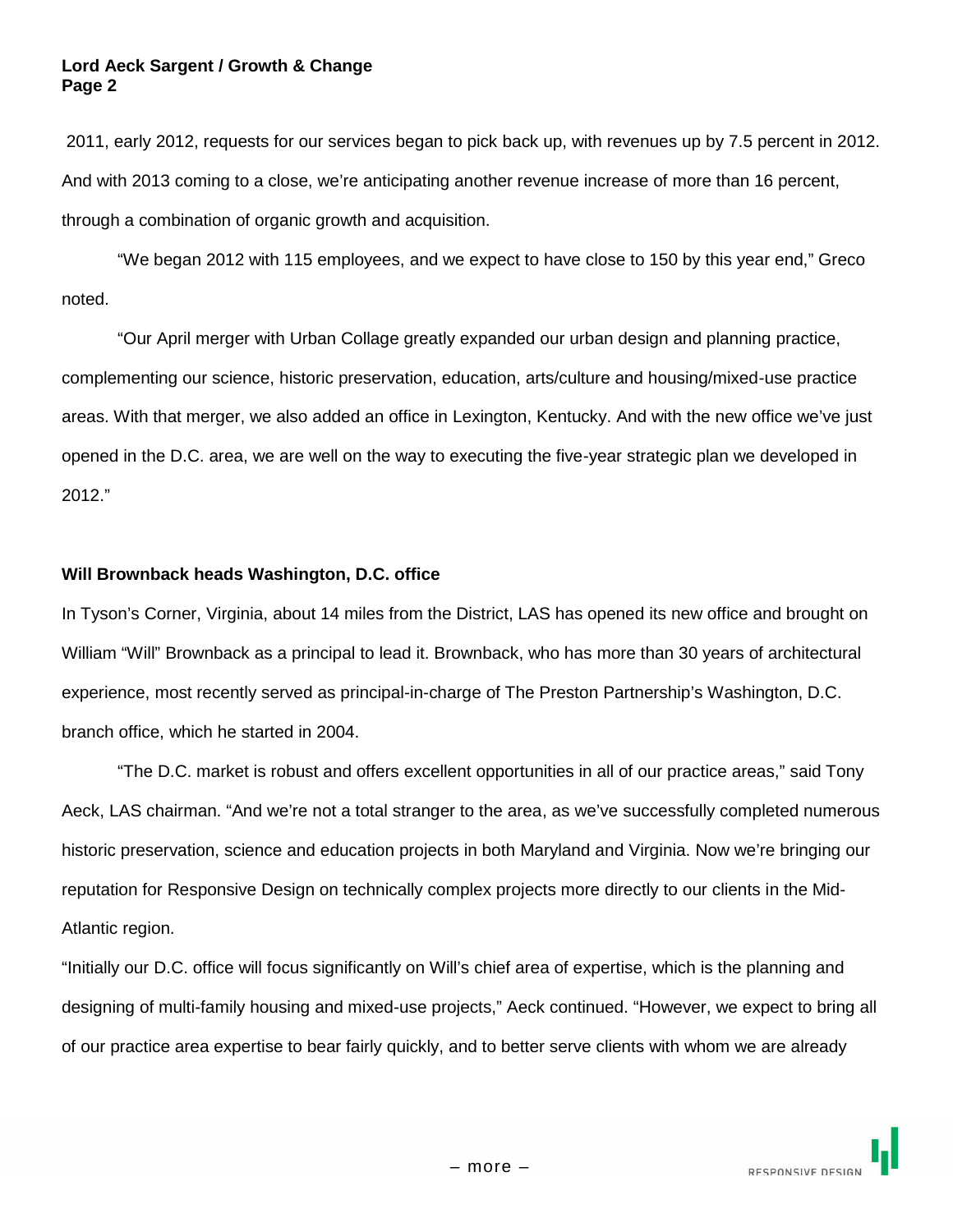2011, early 2012, requests for our services began to pick back up, with revenues up by 7.5 percent in 2012. And with 2013 coming to a close, we're anticipating another revenue increase of more than 16 percent, through a combination of organic growth and acquisition.

"We began 2012 with 115 employees, and we expect to have close to 150 by this year end," Greco noted.

"Our April merger with Urban Collage greatly expanded our urban design and planning practice, complementing our science, historic preservation, education, arts/culture and housing/mixed-use practice areas. With that merger, we also added an office in Lexington, Kentucky. And with the new office we've just opened in the D.C. area, we are well on the way to executing the five-year strategic plan we developed in 2012."

**Will Brownback heads Washington, D.C. office**

In Tyson's Corner, Virginia, about 14 miles from the District, LAS has opened its new office and brought on William "Will" Brownback as a principal to lead it. Brownback, who has more than 30 years of architectural experience, most recently served as principal-in-charge of The Preston Partnership's Washington, D.C. branch office, which he started in 2004.

"The D.C. market is robust and offers excellent opportunities in all of our practice areas," said Tony Aeck, LAS chairman. "And we're not a total stranger to the area, as we've successfully completed numerous historic preservation, science and education projects in both Maryland and Virginia. Now we're bringing our reputation for Responsive Design on technically complex projects more directly to our clients in the Mid-Atlantic region.

"Initially our D.C. office will focus significantly on Will's chief area of expertise, which is the planning and designing of multi-family housing and mixed-use projects," Aeck continued. "However, we expect to bring all of our practice area expertise to bear fairly quickly, and to better serve clients with whom we are already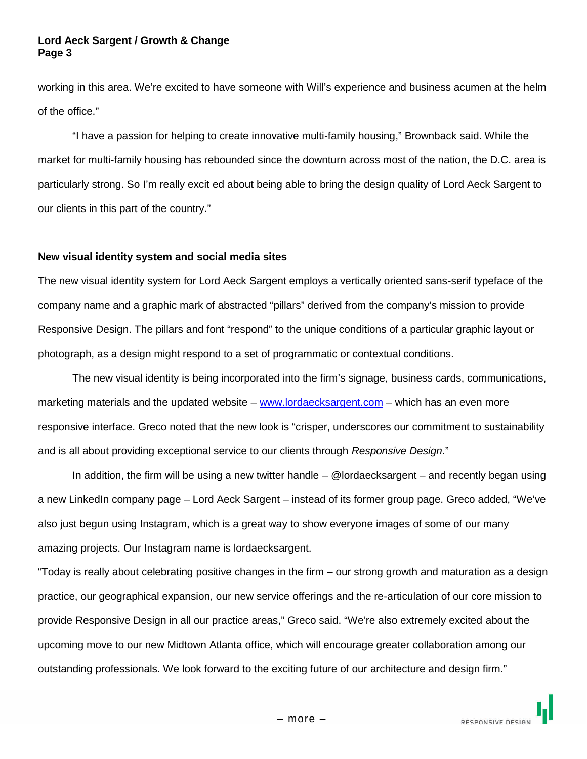working in this area. We're excited to have someone with Will's experience and business acumen at the helm of the office."

"I have a passion for helping to create innovative multi-family housing," Brownback said. While the market for multi-family housing has rebounded since the downturn across most of the nation, the D.C. area is particularly strong. So I'm really excit ed about being able to bring the design quality of Lord Aeck Sargent to our clients in this part of the country."

**New visual identity system and social media sites**

The new visual identity system for Lord Aeck Sargent employs a vertically oriented sans-serif typeface of the company name and a graphic mark of abstracted "pillars" derived from the company's mission to provide Responsive Design. The pillars and font "respond" to the unique conditions of a particular graphic layout or photograph, as a design might respond to a set of programmatic or contextual conditions.

The new visual identity is being incorporated into the firm's signage, business cards, communications, marketing materials and the updated website – [www.lordaecksargent.com](http://www.lordaecksargent.com) – which has an even more responsive interface. Greco noted that the new look is "crisper, underscores our commitment to sustainability and is all about providing exceptional service to our clients through *Responsive Design*."

In addition, the firm will be using a new twitter handle – @lordaecksargent – and recently began using a new LinkedIn company page – Lord Aeck Sargent – instead of its former group page. Greco added, "We've also just begun using Instagram, which is a great way to show everyone images of some of our many amazing projects. Our Instagram name is lordaecksargent.

"Today is really about celebrating positive changes in the firm – our strong growth and maturation as a design practice, our geographical expansion, our new service offerings and the re-articulation of our core mission to provide Responsive Design in all our practice areas," Greco said. "We're also extremely excited about the upcoming move to our new Midtown Atlanta office, which will encourage greater collaboration among our outstanding professionals. We look forward to the exciting future of our architecture and design firm."

– more –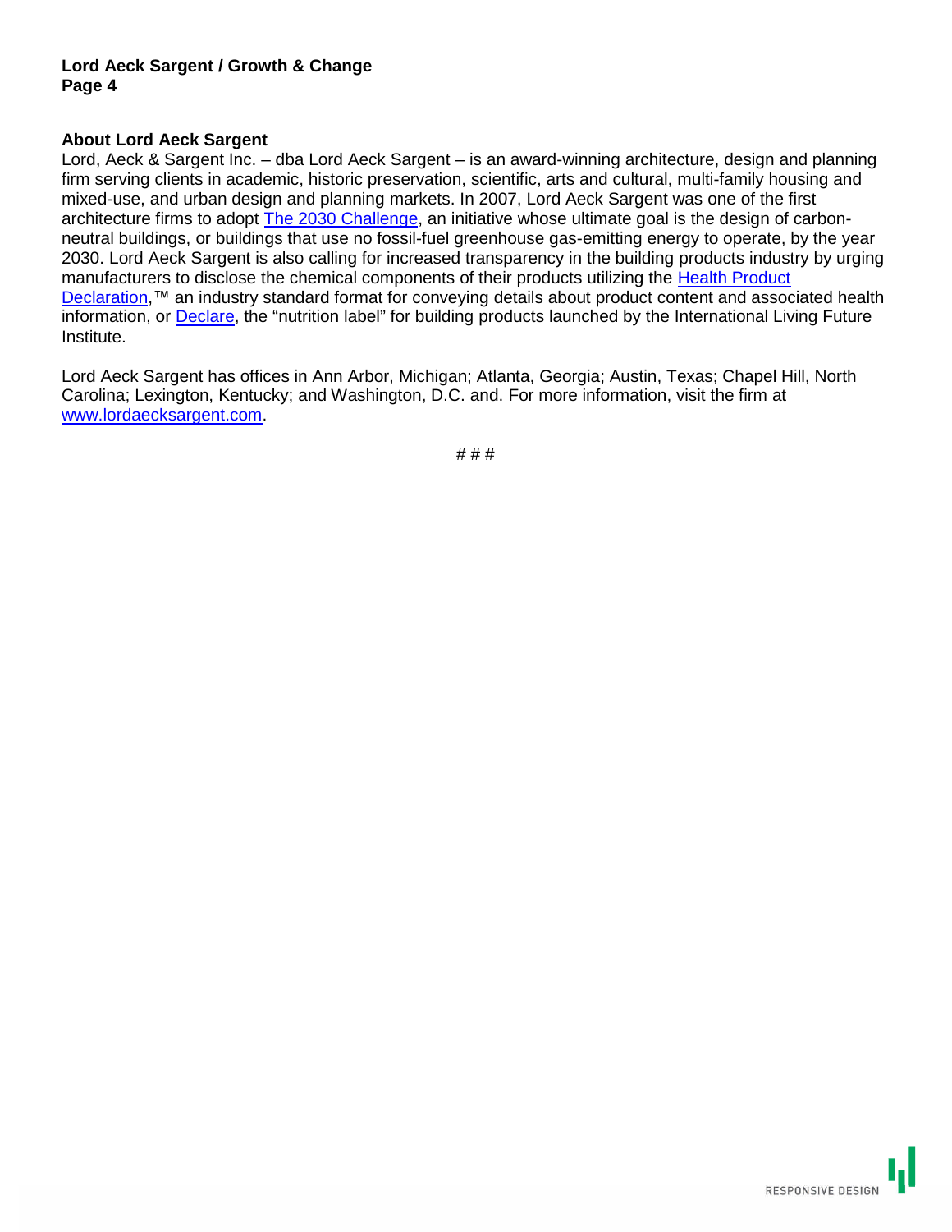**About Lord Aeck Sargent**

Lord, Aeck & Sargent Inc. – dba Lord Aeck Sargent – is an award-winning architecture, design and planning firm serving clients in academic, historic preservation, scientific, arts and cultural, multi-family housing and mixed-use, and urban design and planning markets. In 2007, Lord Aeck Sargent was one of the first architecture firms to adopt The 2030 Challenge, an initiative whose ultimate goal is the design of carbon-neutral buildings, or buildings that use no fossil-fuel greenhouse gas-emitting energy to operate, by the year 2030. Lord Aeck Sargent is also calling for increased transparency in the building products industry by urging manufacturers to disclose the chemical components of their products utilizing the Health Product Declaration,™ an industry standard format for conveying details about product content and associated health information, or Declare, the "nutrition label" for building products launched by the International Living Future Institute.

Lord Aeck Sargent has offices in Ann Arbor, Michigan; Atlanta, Georgia; Austin, Texas; Chapel Hill, North Carolina; Lexington, Kentucky; and Washington, D.C. and. For more information, visit the firm at www.lordaecksargent.com.

# # #

RESPONSIVE DESIGN